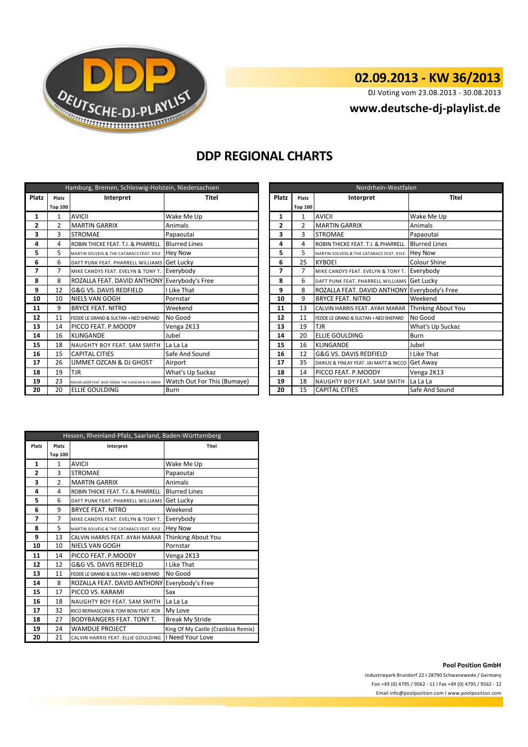DDP DEUTSCHE-DJ-PLAYLIST

## 02.09.2013 - KW 36/2013

DJ Voting vom 23.08.2013 - 30.08.2013

**www.deutsche-dj-playlist.de**

# DDP REGIONAL CHARTS

| Hamburg, Bremen, Schleswig-Holstein, Niedersachsen | | | |
|---|---|---|---|
| Platz | Platz Top 100 | Interpret | Titel |
| 1 | 1 | AVICII | Wake Me Up |
| 2 | 2 | MARTIN GARRIX | Animals |
| 3 | 3 | STROMAE | Papaoutai |
| 4 | 4 | ROBIN THICKE FEAT. T.I. & PHARRELL | Blurred Lines |
| 5 | 5 | MARTIN SOLVEIG & THE CATARACS FEAT. KYLE | Hey Now |
| 6 | 6 | DAFT PUNK FEAT. PHARRELL WILLIAMS | Get Lucky |
| 7 | 7 | MIKE CANDYS FEAT. EVELYN & TONY T. | Everybody |
| 8 | 8 | ROZALLA FEAT. DAVID ANTHONY | Everybody's Free |
| 9 | 12 | G&G VS. DAVIS REDFIELD | I Like That |
| 10 | 10 | NIELS VAN GOGH | Pornstar |
| 11 | 9 | BRYCE FEAT. NITRO | Weekend |
| 12 | 11 | FEDDE LE GRAND & SULTAN + NED SHEPARD | No Good |
| 13 | 14 | PICCO FEAT. P.MOODY | Venga 2K13 |
| 14 | 16 | KLINGANDE | Jubel |
| 15 | 18 | NAUGHTY BOY FEAT. SAM SMITH | La La La |
| 16 | 15 | CAPITAL CITIES | Safe And Sound |
| 17 | 26 | UMMET OZCAN & DJ GHOST | Airport |
| 18 | 19 | TJR | What's Up Suckaz |
| 19 | 23 | MAJOR LAZER FEAT. BUSY SIGNAL THE FLEXICAN & FS GREEN | Watch Out For This (Bumaye) |
| 20 | 20 | ELLIE GOULDING | Burn |

| Nordrhein-Westfalen | | | |
|---|---|---|---|
| Platz | Platz Top 100 | Interpret | Titel |
| 1 | 1 | AVICII | Wake Me Up |
| 2 | 2 | MARTIN GARRIX | Animals |
| 3 | 3 | STROMAE | Papaoutai |
| 4 | 4 | ROBIN THICKE FEAT. T.I. & PHARRELL | Blurred Lines |
| 5 | 5 | MARTIN SOLVEIG & THE CATARACS FEAT. KYLE | Hey Now |
| 6 | 25 | KYBOE! | Colour Shine |
| 7 | 7 | MIKE CANDYS FEAT. EVELYN & TONY T. | Everybody |
| 8 | 6 | DAFT PUNK FEAT. PHARRELL WILLIAMS | Get Lucky |
| 9 | 8 | ROZALLA FEAT. DAVID ANTHONY | Everybody's Free |
| 10 | 9 | BRYCE FEAT. NITRO | Weekend |
| 11 | 13 | CALVIN HARRIS FEAT. AYAH MARAR | Thinking About You |
| 12 | 11 | FEDDE LE GRAND & SULTAN + NED SHEPARD | No Good |
| 13 | 19 | TJR | What's Up Suckaz |
| 14 | 20 | ELLIE GOULDING | Burn |
| 15 | 16 | KLINGANDE | Jubel |
| 16 | 12 | G&G VS. DAVIS REDFIELD | I Like That |
| 17 | 35 | DARIUS & FINLAY FEAT. JAI MATT & NICCO | Get Away |
| 18 | 14 | PICCO FEAT. P.MOODY | Venga 2K13 |
| 19 | 18 | NAUGHTY BOY FEAT. SAM SMITH | La La La |
| 20 | 15 | CAPITAL CITIES | Safe And Sound |

| Hessen, Rheinland-Pfalz, Saarland, Baden-Württemberg | | | |
|---|---|---|---|
| Platz | Platz Top 100 | Interpret | Titel |
| 1 | 1 | AVICII | Wake Me Up |
| 2 | 3 | STROMAE | Papaoutai |
| 3 | 2 | MARTIN GARRIX | Animals |
| 4 | 4 | ROBIN THICKE FEAT. T.I. & PHARRELL | Blurred Lines |
| 5 | 6 | DAFT PUNK FEAT. PHARRELL WILLIAMS | Get Lucky |
| 6 | 9 | BRYCE FEAT. NITRO | Weekend |
| 7 | 7 | MIKE CANDYS FEAT. EVELYN & TONY T. | Everybody |
| 8 | 5 | MARTIN SOLVEIG & THE CATARACS FEAT. KYLE | Hey Now |
| 9 | 13 | CALVIN HARRIS FEAT. AYAH MARAR | Thinking About You |
| 10 | 10 | NIELS VAN GOGH | Pornstar |
| 11 | 14 | PICCO FEAT. P.MOODY | Venga 2K13 |
| 12 | 12 | G&G VS. DAVIS REDFIELD | I Like That |
| 13 | 11 | FEDDE LE GRAND & SULTAN + NED SHEPARD | No Good |
| 14 | 8 | ROZALLA FEAT. DAVID ANTHONY | Everybody's Free |
| 15 | 17 | PICCO VS. KARAMI | Sax |
| 16 | 18 | NAUGHTY BOY FEAT. SAM SMITH | La La La |
| 17 | 32 | RICO BERNASCONI & TOM BOW FEAT. ROX | My Love |
| 18 | 27 | BODYBANGERS FEAT. TONY T. | Break My Stride |
| 19 | 24 | WAMDUE PROJECT | King Of My Castle (Crazibiza Remix) |
| 20 | 21 | CALVIN HARRIS FEAT. ELLIE GOULDING | I Need Your Love |

**Pool Position GmbH**
Industriepark Brundorf 22 I 28790 Schwanewede / Germany
Fon +49 (0) 4795 / 9562 - 11 I Fax +49 (0) 4795 / 9562 - 12
Email info@poolposition.com I www.poolposition.com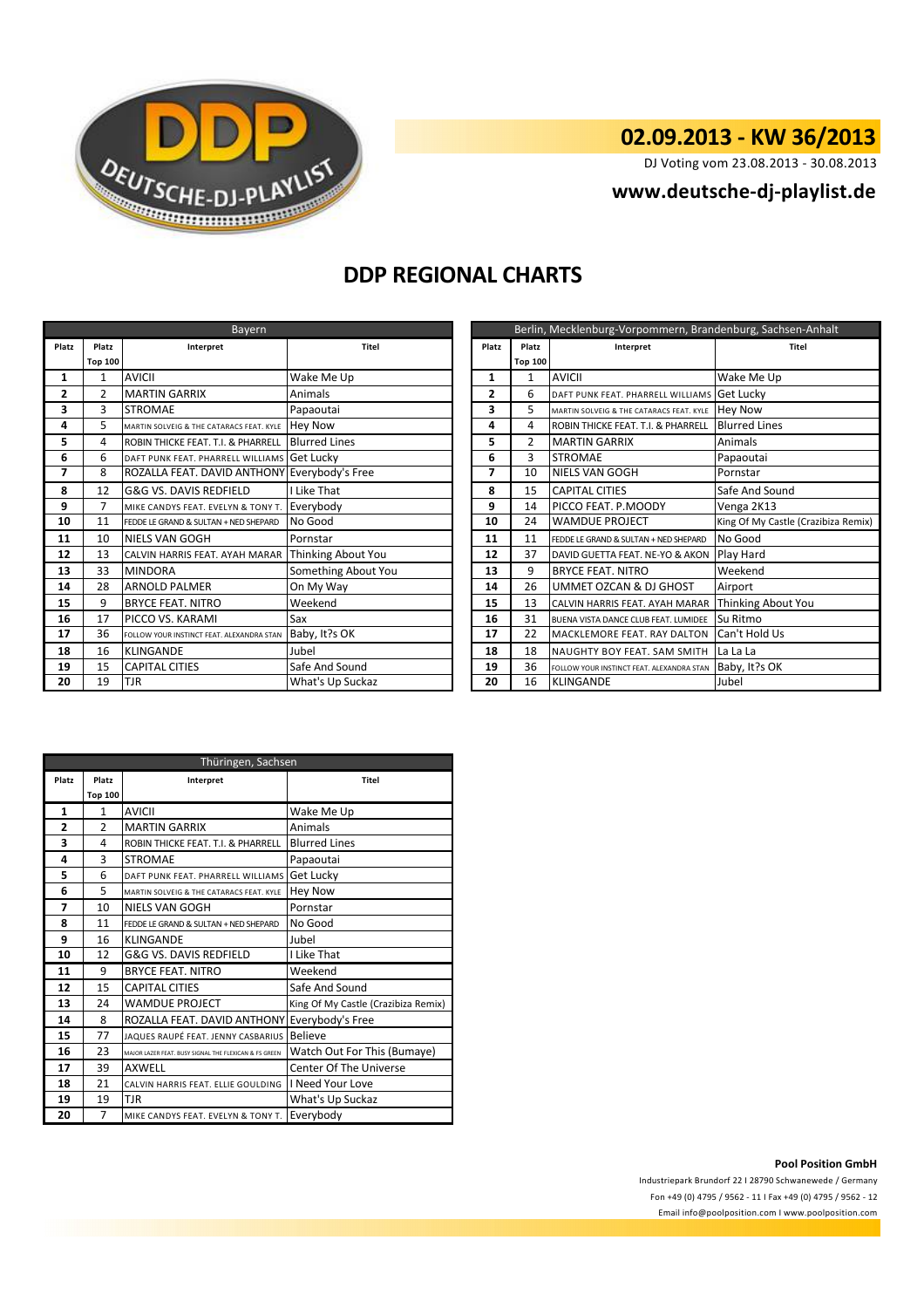## 02.09.2013 - KW 36/2013

DJ Voting vom 23.08.2013 - 30.08.2013

**www.deutsche-dj-playlist.de**

# DDP REGIONAL CHARTS

| Bayern | | | |
|---|---|---|---|
| **Platz** | **Platz Top 100** | **Interpret** | **Titel** |
| 1 | 1 | AVICII | Wake Me Up |
| 2 | 2 | MARTIN GARRIX | Animals |
| 3 | 3 | STROMAE | Papaoutai |
| 4 | 5 | MARTIN SOLVEIG & THE CATARACS FEAT. KYLE | Hey Now |
| 5 | 4 | ROBIN THICKE FEAT. T.I. & PHARRELL | Blurred Lines |
| 6 | 6 | DAFT PUNK FEAT. PHARRELL WILLIAMS | Get Lucky |
| 7 | 8 | ROZALLA FEAT. DAVID ANTHONY | Everybody's Free |
| 8 | 12 | G&G VS. DAVIS REDFIELD | I Like That |
| 9 | 7 | MIKE CANDYS FEAT. EVELYN & TONY T. | Everybody |
| 10 | 11 | FEDDE LE GRAND & SULTAN + NED SHEPARD | No Good |
| 11 | 10 | NIELS VAN GOGH | Pornstar |
| 12 | 13 | CALVIN HARRIS FEAT. AYAH MARAR | Thinking About You |
| 13 | 33 | MINDORA | Something About You |
| 14 | 28 | ARNOLD PALMER | On My Way |
| 15 | 9 | BRYCE FEAT. NITRO | Weekend |
| 16 | 17 | PICCO VS. KARAMI | Sax |
| 17 | 36 | FOLLOW YOUR INSTINCT FEAT. ALEXANDRA STAN | Baby, It?s OK |
| 18 | 16 | KLINGANDE | Jubel |
| 19 | 15 | CAPITAL CITIES | Safe And Sound |
| 20 | 19 | TJR | What's Up Suckaz |

| Berlin, Mecklenburg-Vorpommern, Brandenburg, Sachsen-Anhalt | | | |
|---|---|---|---|
| **Platz** | **Platz Top 100** | **Interpret** | **Titel** |
| 1 | 1 | AVICII | Wake Me Up |
| 2 | 6 | DAFT PUNK FEAT. PHARRELL WILLIAMS | Get Lucky |
| 3 | 5 | MARTIN SOLVEIG & THE CATARACS FEAT. KYLE | Hey Now |
| 4 | 4 | ROBIN THICKE FEAT. T.I. & PHARRELL | Blurred Lines |
| 5 | 2 | MARTIN GARRIX | Animals |
| 6 | 3 | STROMAE | Papaoutai |
| 7 | 10 | NIELS VAN GOGH | Pornstar |
| 8 | 15 | CAPITAL CITIES | Safe And Sound |
| 9 | 14 | PICCO FEAT. P.MOODY | Venga 2K13 |
| 10 | 24 | WAMDUE PROJECT | King Of My Castle (Crazibiza Remix) |
| 11 | 11 | FEDDE LE GRAND & SULTAN + NED SHEPARD | No Good |
| 12 | 37 | DAVID GUETTA FEAT. NE-YO & AKON | Play Hard |
| 13 | 9 | BRYCE FEAT. NITRO | Weekend |
| 14 | 26 | UMMET OZCAN & DJ GHOST | Airport |
| 15 | 13 | CALVIN HARRIS FEAT. AYAH MARAR | Thinking About You |
| 16 | 31 | BUENA VISTA DANCE CLUB FEAT. LUMIDEE | Su Ritmo |
| 17 | 22 | MACKLEMORE FEAT. RAY DALTON | Can't Hold Us |
| 18 | 18 | NAUGHTY BOY FEAT. SAM SMITH | La La La |
| 19 | 36 | FOLLOW YOUR INSTINCT FEAT. ALEXANDRA STAN | Baby, It?s OK |
| 20 | 16 | KLINGANDE | Jubel |

| Thüringen, Sachsen | | | |
|---|---|---|---|
| **Platz** | **Platz Top 100** | **Interpret** | **Titel** |
| 1 | 1 | AVICII | Wake Me Up |
| 2 | 2 | MARTIN GARRIX | Animals |
| 3 | 4 | ROBIN THICKE FEAT. T.I. & PHARRELL | Blurred Lines |
| 4 | 3 | STROMAE | Papaoutai |
| 5 | 6 | DAFT PUNK FEAT. PHARRELL WILLIAMS | Get Lucky |
| 6 | 5 | MARTIN SOLVEIG & THE CATARACS FEAT. KYLE | Hey Now |
| 7 | 10 | NIELS VAN GOGH | Pornstar |
| 8 | 11 | FEDDE LE GRAND & SULTAN + NED SHEPARD | No Good |
| 9 | 16 | KLINGANDE | Jubel |
| 10 | 12 | G&G VS. DAVIS REDFIELD | I Like That |
| 11 | 9 | BRYCE FEAT. NITRO | Weekend |
| 12 | 15 | CAPITAL CITIES | Safe And Sound |
| 13 | 24 | WAMDUE PROJECT | King Of My Castle (Crazibiza Remix) |
| 14 | 8 | ROZALLA FEAT. DAVID ANTHONY | Everybody's Free |
| 15 | 77 | JAQUES RAUPÉ FEAT. JENNY CASBARIUS | Believe |
| 16 | 23 | MAJOR LAZER FEAT. BUSY SIGNAL THE FLEXICAN & FS GREEN | Watch Out For This (Bumaye) |
| 17 | 39 | AXWELL | Center Of The Universe |
| 18 | 21 | CALVIN HARRIS FEAT. ELLIE GOULDING | I Need Your Love |
| 19 | 19 | TJR | What's Up Suckaz |
| 20 | 7 | MIKE CANDYS FEAT. EVELYN & TONY T. | Everybody |

**Pool Position GmbH**

Industriepark Brundorf 22 I 28790 Schwanewede / Germany

Fon +49 (0) 4795 / 9562 - 11 I Fax +49 (0) 4795 / 9562 - 12

Email info@poolposition.com I www.poolposition.com